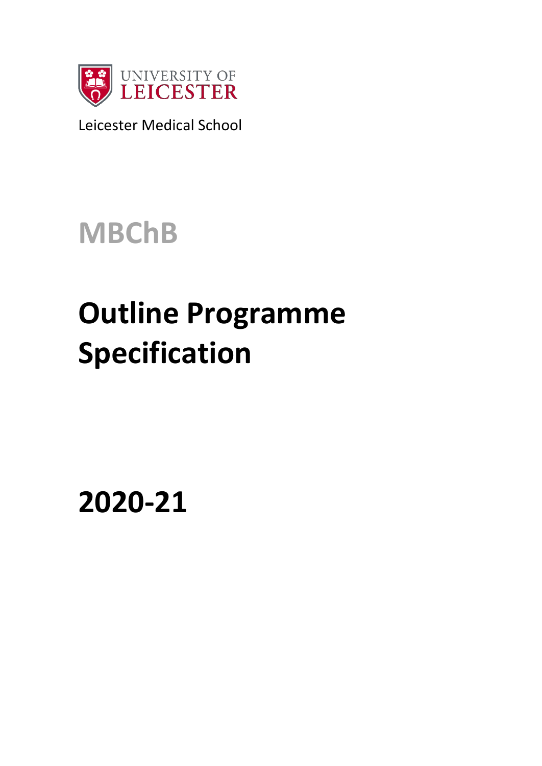UNIVERSITY OF LEICESTER

Leicester Medical School

# MBChB

# Outline Programme Specification

# 2020-21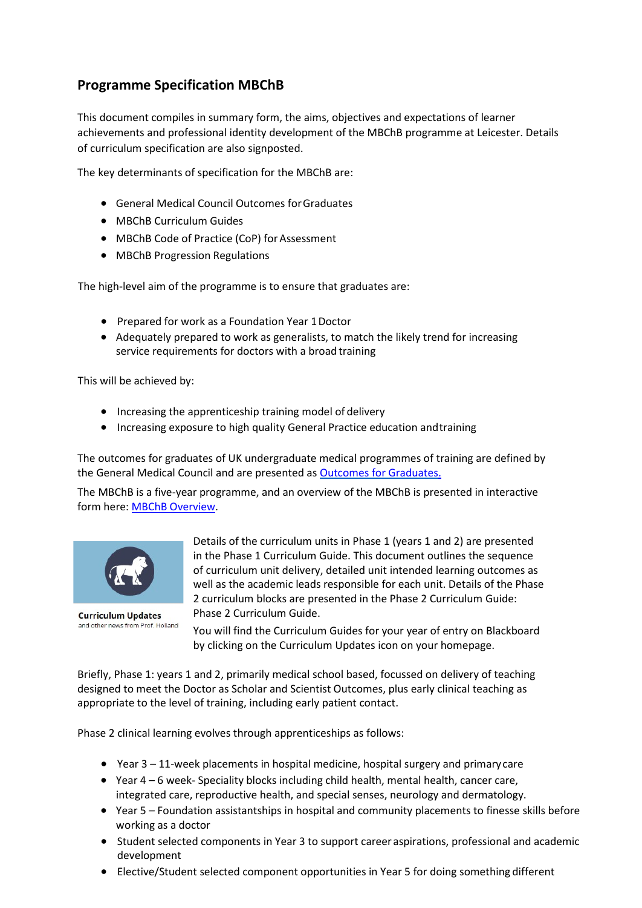## Programme Specification MBChB

This document compiles in summary form, the aims, objectives and expectations of learner achievements and professional identity development of the MBChB programme at Leicester. Details of curriculum specification are also signposted.

The key determinants of specification for the MBChB are:

- General Medical Council Outcomes for Graduates
- MBChB Curriculum Guides
- MBChB Code of Practice (CoP) for Assessment
- MBChB Progression Regulations

The high-level aim of the programme is to ensure that graduates are:

- Prepared for work as a Foundation Year 1 Doctor
- Adequately prepared to work as generalists, to match the likely trend for increasing service requirements for doctors with a broad training

This will be achieved by:

- Increasing the apprenticeship training model of delivery
- Increasing exposure to high quality General Practice education and training

The outcomes for graduates of UK undergraduate medical programmes of training are defined by the General Medical Council and are presented as [Outcomes for Graduates.](#)

The MBChB is a five-year programme, and an overview of the MBChB is presented in interactive form here: [MBChB Overview](#).

**Curriculum Updates**
and other news from Prof. Holland

Details of the curriculum units in Phase 1 (years 1 and 2) are presented in the Phase 1 Curriculum Guide. This document outlines the sequence of curriculum unit delivery, detailed unit intended learning outcomes as well as the academic leads responsible for each unit. Details of the Phase 2 curriculum blocks are presented in the Phase 2 Curriculum Guide: Phase 2 Curriculum Guide.

You will find the Curriculum Guides for your year of entry on Blackboard by clicking on the Curriculum Updates icon on your homepage.

Briefly, Phase 1: years 1 and 2, primarily medical school based, focussed on delivery of teaching designed to meet the Doctor as Scholar and Scientist Outcomes, plus early clinical teaching as appropriate to the level of training, including early patient contact.

Phase 2 clinical learning evolves through apprenticeships as follows:

- Year 3 – 11-week placements in hospital medicine, hospital surgery and primary care
- Year 4 – 6 week- Speciality blocks including child health, mental health, cancer care, integrated care, reproductive health, and special senses, neurology and dermatology.
- Year 5 – Foundation assistantships in hospital and community placements to finesse skills before working as a doctor
- Student selected components in Year 3 to support career aspirations, professional and academic development
- Elective/Student selected component opportunities in Year 5 for doing something different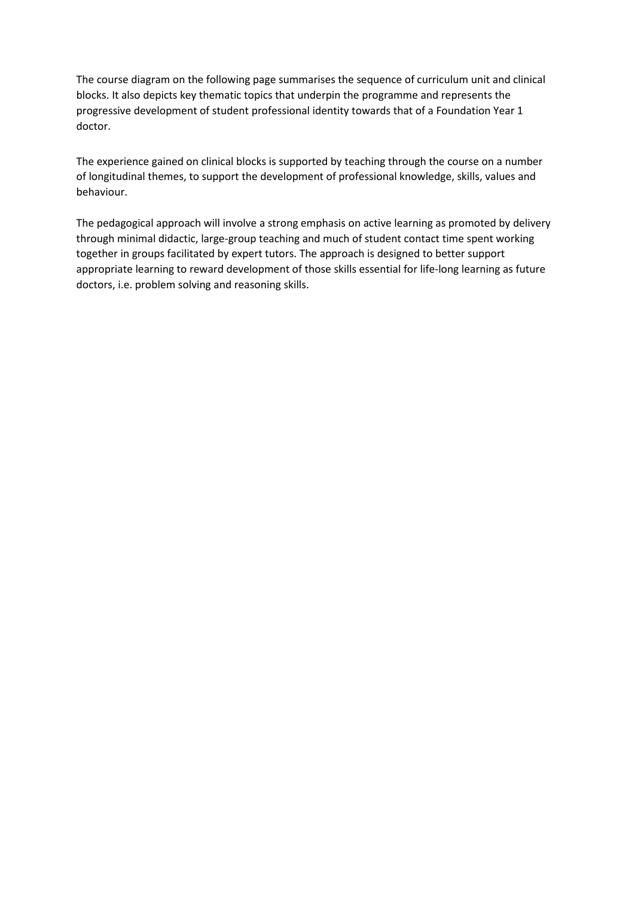The course diagram on the following page summarises the sequence of curriculum unit and clinical blocks. It also depicts key thematic topics that underpin the programme and represents the progressive development of student professional identity towards that of a Foundation Year 1 doctor.

The experience gained on clinical blocks is supported by teaching through the course on a number of longitudinal themes, to support the development of professional knowledge, skills, values and behaviour.

The pedagogical approach will involve a strong emphasis on active learning as promoted by delivery through minimal didactic, large-group teaching and much of student contact time spent working together in groups facilitated by expert tutors. The approach is designed to better support appropriate learning to reward development of those skills essential for life-long learning as future doctors, i.e. problem solving and reasoning skills.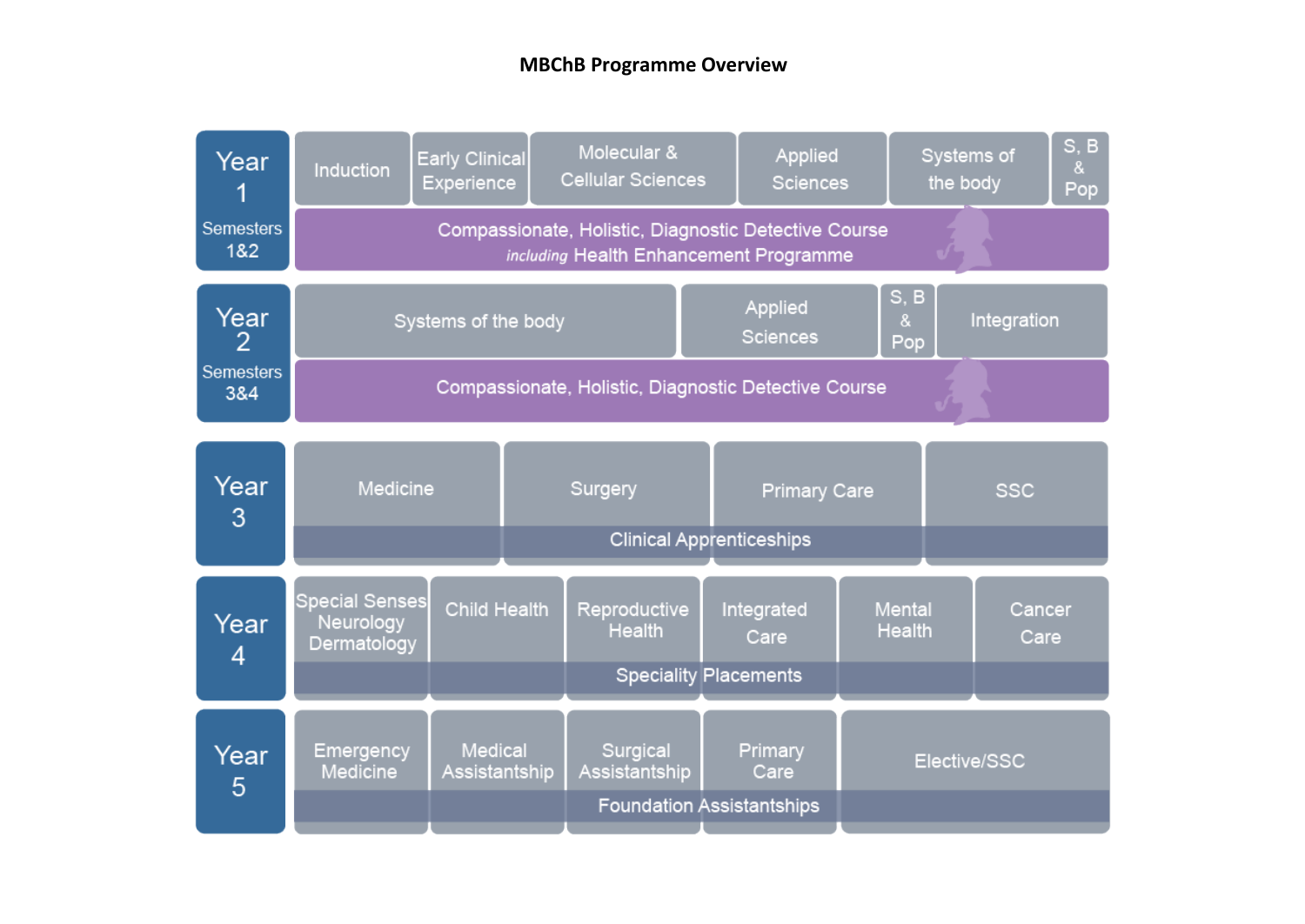**MBChB Programme Overview**

| | | | | | | |
|---|---|---|---|---|---|---|
| **Year 1** Semesters 1&2 | Induction | Early Clinical Experience | Molecular & Cellular Sciences | Applied Sciences | Systems of the body | S, B & Pop |
| | Compassionate, Holistic, Diagnostic Detective Course *including* Health Enhancement Programme | | | | | |
| **Year 2** Semesters 3&4 | Systems of the body | Applied Sciences | S, B & Pop | Integration | | |
| | Compassionate, Holistic, Diagnostic Detective Course | | | | | |
| **Year 3** | Medicine | Surgery | Primary Care | SSC | | |
| | Clinical Apprenticeships | | | | | |
| **Year 4** | Special Senses Neurology Dermatology | Child Health | Reproductive Health | Integrated Care | Mental Health | Cancer Care |
| | Speciality Placements | | | | | |
| **Year 5** | Emergency Medicine | Medical Assistantship | Surgical Assistantship | Primary Care | Elective/SSC | |
| | Foundation Assistantships | | | | | |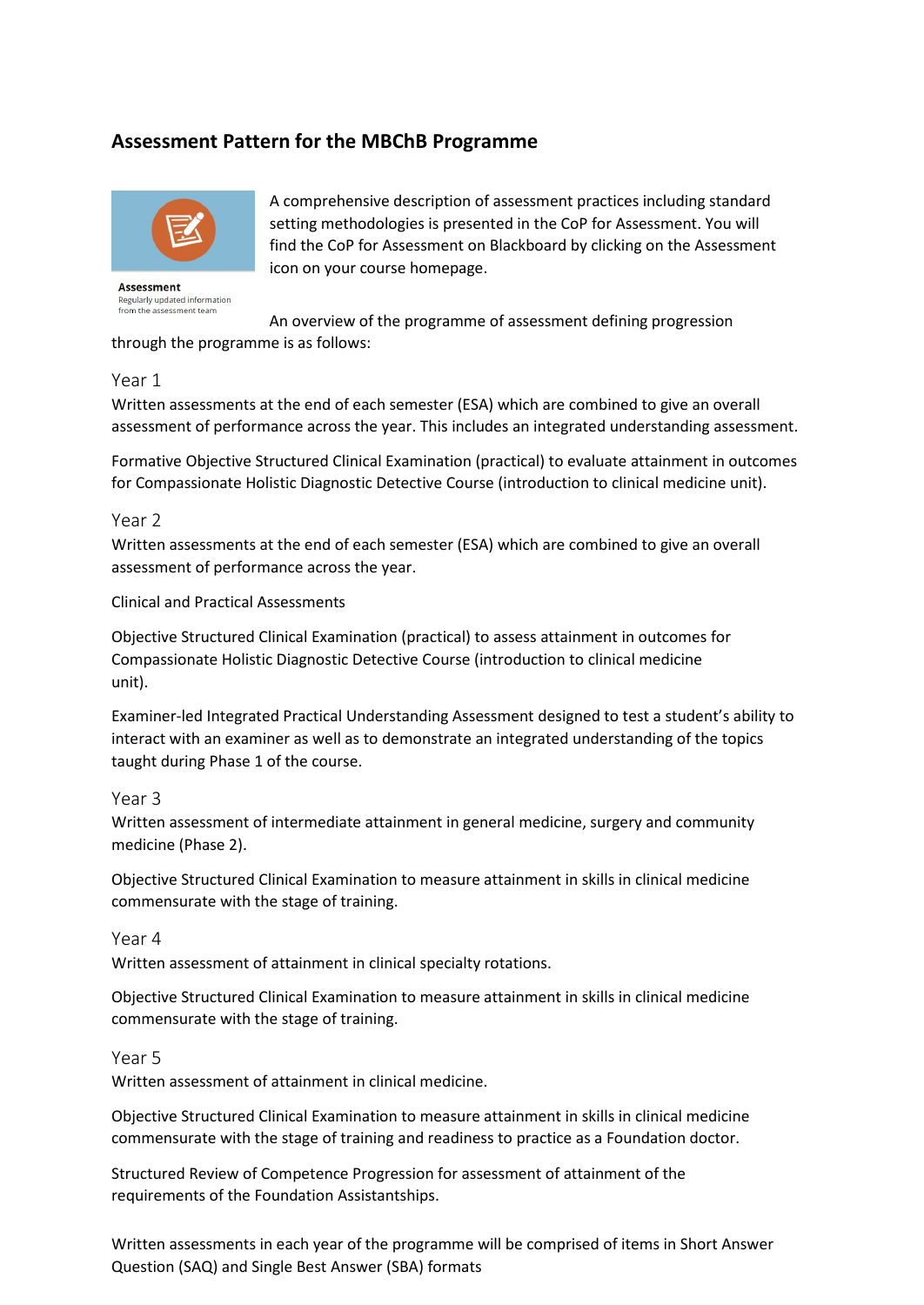## Assessment Pattern for the MBChB Programme

Assessment
Regularly updated information from the assessment team

A comprehensive description of assessment practices including standard setting methodologies is presented in the CoP for Assessment. You will find the CoP for Assessment on Blackboard by clicking on the Assessment icon on your course homepage.

An overview of the programme of assessment defining progression through the programme is as follows:

### Year 1

Written assessments at the end of each semester (ESA) which are combined to give an overall assessment of performance across the year. This includes an integrated understanding assessment.

Formative Objective Structured Clinical Examination (practical) to evaluate attainment in outcomes for Compassionate Holistic Diagnostic Detective Course (introduction to clinical medicine unit).

### Year 2

Written assessments at the end of each semester (ESA) which are combined to give an overall assessment of performance across the year.

Clinical and Practical Assessments

Objective Structured Clinical Examination (practical) to assess attainment in outcomes for Compassionate Holistic Diagnostic Detective Course (introduction to clinical medicine unit).

Examiner-led Integrated Practical Understanding Assessment designed to test a student's ability to interact with an examiner as well as to demonstrate an integrated understanding of the topics taught during Phase 1 of the course.

### Year 3

Written assessment of intermediate attainment in general medicine, surgery and community medicine (Phase 2).

Objective Structured Clinical Examination to measure attainment in skills in clinical medicine commensurate with the stage of training.

### Year 4

Written assessment of attainment in clinical specialty rotations.

Objective Structured Clinical Examination to measure attainment in skills in clinical medicine commensurate with the stage of training.

### Year 5

Written assessment of attainment in clinical medicine.

Objective Structured Clinical Examination to measure attainment in skills in clinical medicine commensurate with the stage of training and readiness to practice as a Foundation doctor.

Structured Review of Competence Progression for assessment of attainment of the requirements of the Foundation Assistantships.

Written assessments in each year of the programme will be comprised of items in Short Answer Question (SAQ) and Single Best Answer (SBA) formats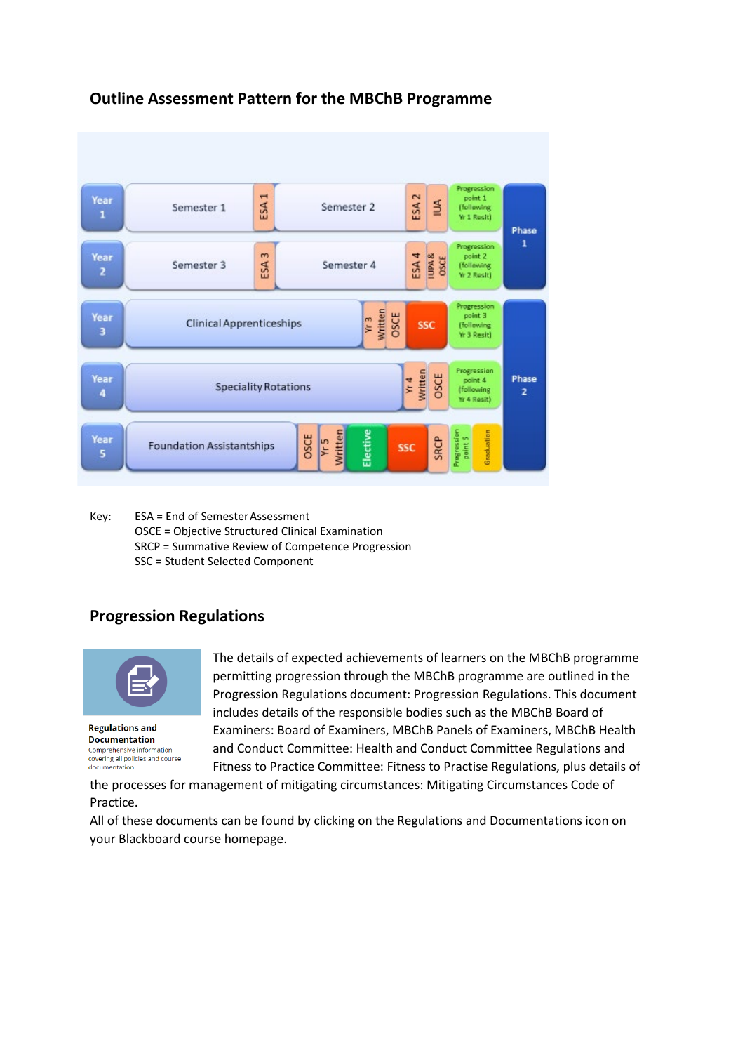## Outline Assessment Pattern for the MBChB Programme

Year 1
Semester 1
ESA 1
Semester 2
ESA 2
IUA
Progression point 1 (following Yr 1 Resit)

Year 2
Semester 3
ESA 3
Semester 4
ESA 4
IUPA & OSCE
Progression point 2 (following Yr 2 Resit)

Phase 1

Year 3
Clinical Apprenticeships
Yr 3 Written
OSCE
SSC
Progression point 3 (following Yr 3 Resit)

Year 4
Speciality Rotations
Yr 4 Written
OSCE
Progression point 4 (following Yr 4 Resit)

Year 5
Foundation Assistantships
OSCE
Yr 5 Written
Elective
SSC
SRCP
Progression point 5
Graduation

Phase 2

Key: ESA = End of Semester Assessment
OSCE = Objective Structured Clinical Examination
SRCP = Summative Review of Competence Progression
SSC = Student Selected Component

## Progression Regulations

**Regulations and Documentation**
Comprehensive information covering all policies and course documentation

The details of expected achievements of learners on the MBChB programme permitting progression through the MBChB programme are outlined in the Progression Regulations document: Progression Regulations. This document includes details of the responsible bodies such as the MBChB Board of Examiners: Board of Examiners, MBChB Panels of Examiners, MBChB Health and Conduct Committee: Health and Conduct Committee Regulations and Fitness to Practice Committee: Fitness to Practise Regulations, plus details of the processes for management of mitigating circumstances: Mitigating Circumstances Code of Practice.

All of these documents can be found by clicking on the Regulations and Documentations icon on your Blackboard course homepage.